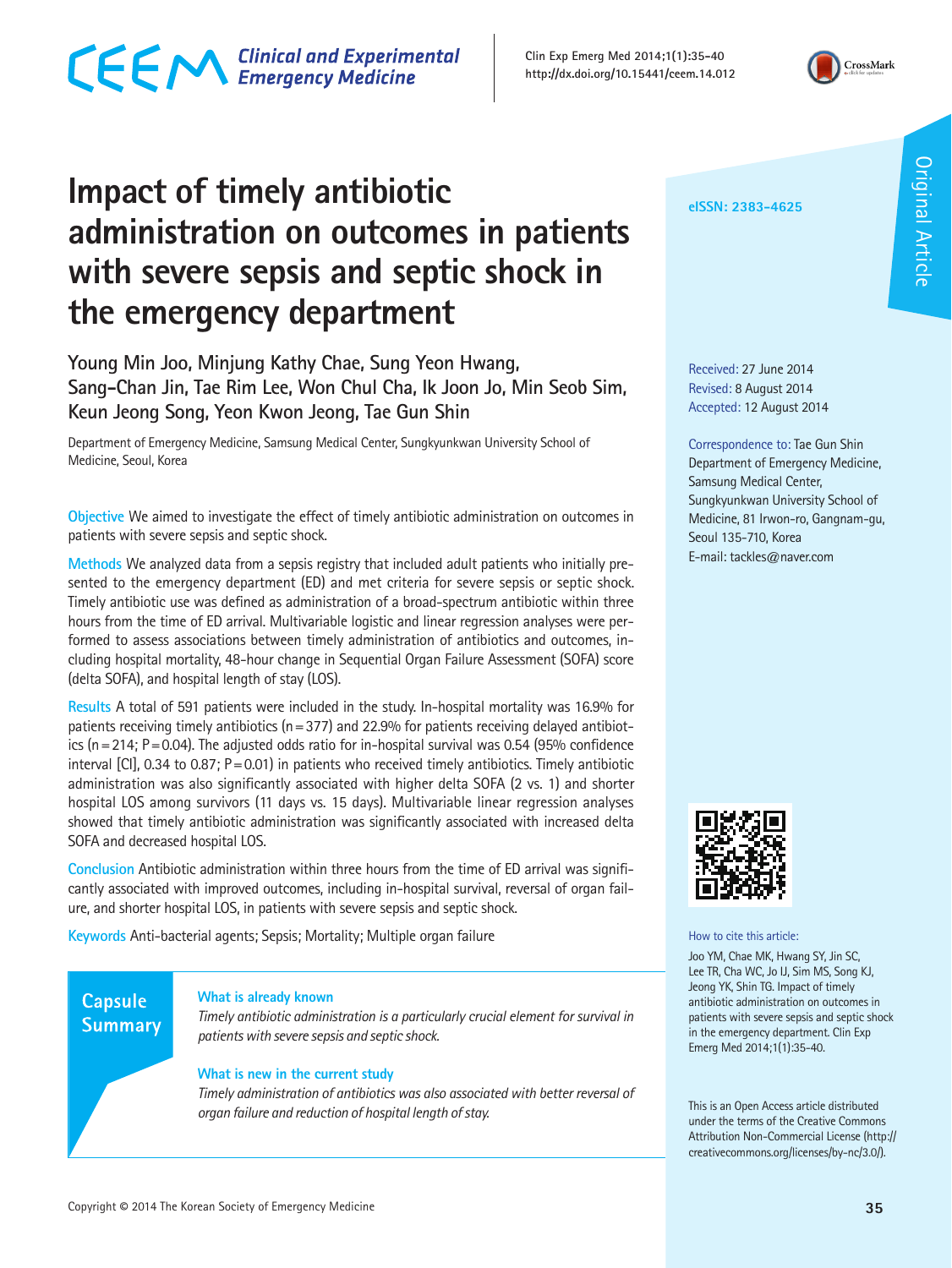# Impact of timely antibiotic administration on outcomes in patients with severe sepsis and septic shock in the emergency department

Young Min Joo, Minjung Kathy Chae, Sung Yeon Hwang, Sang-Chan Jin, Tae Rim Lee, Won Chul Cha, Ik Joon Jo, Min Seob Sim, Keun Jeong Song, Yeon Kwon Jeong, Tae Gun Shin

Department of Emergency Medicine, Samsung Medical Center, Sungkyunkwan University School of Medicine, Seoul, Korea

eISSN: 2383-4625

Original Article

Received: 27 June 2014
Revised: 8 August 2014
Accepted: 12 August 2014

Correspondence to: Tae Gun Shin
Department of Emergency Medicine, Samsung Medical Center, Sungkyunkwan University School of Medicine, 81 Irwon-ro, Gangnam-gu, Seoul 135-710, Korea
E-mail: tackles@naver.com

**Objective** We aimed to investigate the effect of timely antibiotic administration on outcomes in patients with severe sepsis and septic shock.

**Methods** We analyzed data from a sepsis registry that included adult patients who initially presented to the emergency department (ED) and met criteria for severe sepsis or septic shock. Timely antibiotic use was defined as administration of a broad-spectrum antibiotic within three hours from the time of ED arrival. Multivariable logistic and linear regression analyses were performed to assess associations between timely administration of antibiotics and outcomes, including hospital mortality, 48-hour change in Sequential Organ Failure Assessment (SOFA) score (delta SOFA), and hospital length of stay (LOS).

**Results** A total of 591 patients were included in the study. In-hospital mortality was 16.9% for patients receiving timely antibiotics (n = 377) and 22.9% for patients receiving delayed antibiotics (n = 214; P = 0.04). The adjusted odds ratio for in-hospital survival was 0.54 (95% confidence interval [CI], 0.34 to 0.87; P = 0.01) in patients who received timely antibiotics. Timely antibiotic administration was also significantly associated with higher delta SOFA (2 vs. 1) and shorter hospital LOS among survivors (11 days vs. 15 days). Multivariable linear regression analyses showed that timely antibiotic administration was significantly associated with increased delta SOFA and decreased hospital LOS.

**Conclusion** Antibiotic administration within three hours from the time of ED arrival was significantly associated with improved outcomes, including in-hospital survival, reversal of organ failure, and shorter hospital LOS, in patients with severe sepsis and septic shock.

**Keywords** Anti-bacterial agents; Sepsis; Mortality; Multiple organ failure

## Capsule Summary

**What is already known**

*Timely antibiotic administration is a particularly crucial element for survival in patients with severe sepsis and septic shock.*

**What is new in the current study**

*Timely administration of antibiotics was also associated with better reversal of organ failure and reduction of hospital length of stay.*

How to cite this article:
Joo YM, Chae MK, Hwang SY, Jin SC, Lee TR, Cha WC, Jo IJ, Sim MS, Song KJ, Jeong YK, Shin TG. Impact of timely antibiotic administration on outcomes in patients with severe sepsis and septic shock in the emergency department. Clin Exp Emerg Med 2014;1(1):35-40.

This is an Open Access article distributed under the terms of the Creative Commons Attribution Non-Commercial License (http://creativecommons.org/licenses/by-nc/3.0/).

Copyright © 2014 The Korean Society of Emergency Medicine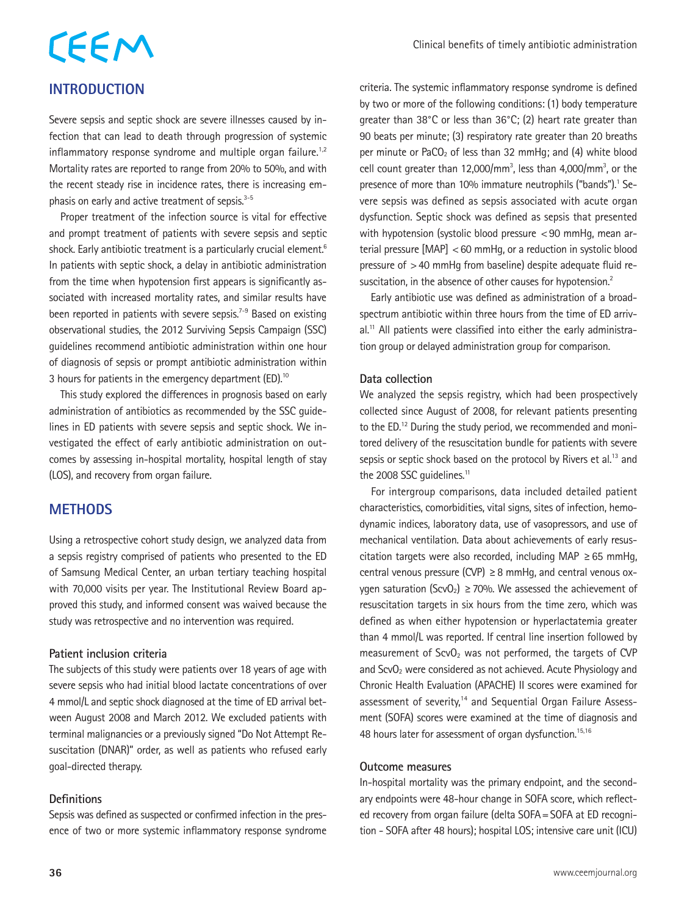## INTRODUCTION

Severe sepsis and septic shock are severe illnesses caused by infection that can lead to death through progression of systemic inflammatory response syndrome and multiple organ failure.[1,2] Mortality rates are reported to range from 20% to 50%, and with the recent steady rise in incidence rates, there is increasing emphasis on early and active treatment of sepsis.[3-5]

Proper treatment of the infection source is vital for effective and prompt treatment of patients with severe sepsis and septic shock. Early antibiotic treatment is a particularly crucial element.[6] In patients with septic shock, a delay in antibiotic administration from the time when hypotension first appears is significantly associated with increased mortality rates, and similar results have been reported in patients with severe sepsis.[7-9] Based on existing observational studies, the 2012 Surviving Sepsis Campaign (SSC) guidelines recommend antibiotic administration within one hour of diagnosis of sepsis or prompt antibiotic administration within 3 hours for patients in the emergency department (ED).[10]

This study explored the differences in prognosis based on early administration of antibiotics as recommended by the SSC guidelines in ED patients with severe sepsis and septic shock. We investigated the effect of early antibiotic administration on outcomes by assessing in-hospital mortality, hospital length of stay (LOS), and recovery from organ failure.

## METHODS

Using a retrospective cohort study design, we analyzed data from a sepsis registry comprised of patients who presented to the ED of Samsung Medical Center, an urban tertiary teaching hospital with 70,000 visits per year. The Institutional Review Board approved this study, and informed consent was waived because the study was retrospective and no intervention was required.

### Patient inclusion criteria

The subjects of this study were patients over 18 years of age with severe sepsis who had initial blood lactate concentrations of over 4 mmol/L and septic shock diagnosed at the time of ED arrival between August 2008 and March 2012. We excluded patients with terminal malignancies or a previously signed "Do Not Attempt Resuscitation (DNAR)" order, as well as patients who refused early goal-directed therapy.

### Definitions

Sepsis was defined as suspected or confirmed infection in the presence of two or more systemic inflammatory response syndrome criteria. The systemic inflammatory response syndrome is defined by two or more of the following conditions: (1) body temperature greater than 38°C or less than 36°C; (2) heart rate greater than 90 beats per minute; (3) respiratory rate greater than 20 breaths per minute or $PaCO_2$ of less than 32 mmHg; and (4) white blood cell count greater than 12,000/mm$^3$, less than 4,000/mm$^3$, or the presence of more than 10% immature neutrophils ("bands").[1] Severe sepsis was defined as sepsis associated with acute organ dysfunction. Septic shock was defined as sepsis that presented with hypotension (systolic blood pressure <90 mmHg, mean arterial pressure [MAP] <60 mmHg, or a reduction in systolic blood pressure of >40 mmHg from baseline) despite adequate fluid resuscitation, in the absence of other causes for hypotension.[2]

Early antibiotic use was defined as administration of a broad-spectrum antibiotic within three hours from the time of ED arrival.[11] All patients were classified into either the early administration group or delayed administration group for comparison.

### Data collection

We analyzed the sepsis registry, which had been prospectively collected since August of 2008, for relevant patients presenting to the ED.[12] During the study period, we recommended and monitored delivery of the resuscitation bundle for patients with severe sepsis or septic shock based on the protocol by Rivers et al.[13] and the 2008 SSC guidelines.[11]

For intergroup comparisons, data included detailed patient characteristics, comorbidities, vital signs, sites of infection, hemodynamic indices, laboratory data, use of vasopressors, and use of mechanical ventilation. Data about achievements of early resuscitation targets were also recorded, including MAP ≥65 mmHg, central venous pressure (CVP) ≥8 mmHg, and central venous oxygen saturation ($ScvO_2$) ≥70%. We assessed the achievement of resuscitation targets in six hours from the time zero, which was defined as when either hypotension or hyperlactatemia greater than 4 mmol/L was reported. If central line insertion followed by measurement of $ScvO_2$ was not performed, the targets of CVP and $ScvO_2$ were considered as not achieved. Acute Physiology and Chronic Health Evaluation (APACHE) II scores were examined for assessment of severity,[14] and Sequential Organ Failure Assessment (SOFA) scores were examined at the time of diagnosis and 48 hours later for assessment of organ dysfunction.[15,16]

### Outcome measures

In-hospital mortality was the primary endpoint, and the secondary endpoints were 48-hour change in SOFA score, which reflected recovery from organ failure (delta SOFA = SOFA at ED recognition - SOFA after 48 hours); hospital LOS; intensive care unit (ICU)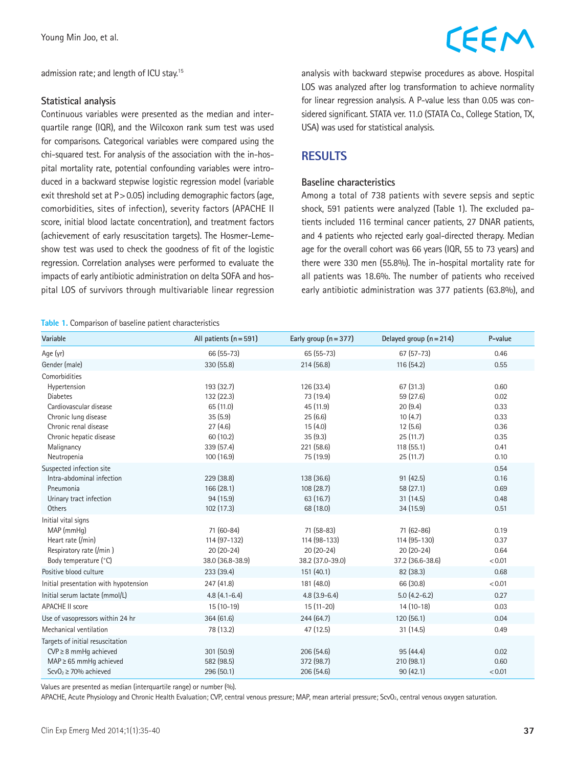admission rate; and length of ICU stay.[15]

### Statistical analysis

Continuous variables were presented as the median and interquartile range (IQR), and the Wilcoxon rank sum test was used for comparisons. Categorical variables were compared using the chi-squared test. For analysis of the association with the in-hospital mortality rate, potential confounding variables were introduced in a backward stepwise logistic regression model (variable exit threshold set at $P > 0.05$) including demographic factors (age, comorbidities, sites of infection), severity factors (APACHE II score, initial blood lactate concentration), and treatment factors (achievement of early resuscitation targets). The Hosmer-Lemeshow test was used to check the goodness of fit of the logistic regression. Correlation analyses were performed to evaluate the impacts of early antibiotic administration on delta SOFA and hospital LOS of survivors through multivariable linear regression analysis with backward stepwise procedures as above. Hospital LOS was analyzed after log transformation to achieve normality for linear regression analysis. A P-value less than 0.05 was considered significant. STATA ver. 11.0 (STATA Co., College Station, TX, USA) was used for statistical analysis.

## RESULTS

### Baseline characteristics

Among a total of 738 patients with severe sepsis and septic shock, 591 patients were analyzed (Table 1). The excluded patients included 116 terminal cancer patients, 27 DNAR patients, and 4 patients who rejected early goal-directed therapy. Median age for the overall cohort was 66 years (IQR, 55 to 73 years) and there were 330 men (55.8%). The in-hospital mortality rate for all patients was 18.6%. The number of patients who received early antibiotic administration was 377 patients (63.8%), and

**Table 1.** Comparison of baseline patient characteristics

| Variable | All patients (n = 591) | Early group (n = 377) | Delayed group (n = 214) | P-value |
|---|---|---|---|---|
| Age (yr) | 66 (55-73) | 65 (55-73) | 67 (57-73) | 0.46 |
| Gender (male) | 330 (55.8) | 214 (56.8) | 116 (54.2) | 0.55 |
| Comorbidities | | | | |
| Hypertension | 193 (32.7) | 126 (33.4) | 67 (31.3) | 0.60 |
| Diabetes | 132 (22.3) | 73 (19.4) | 59 (27.6) | 0.02 |
| Cardiovascular disease | 65 (11.0) | 45 (11.9) | 20 (9.4) | 0.33 |
| Chronic lung disease | 35 (5.9) | 25 (6.6) | 10 (4.7) | 0.33 |
| Chronic renal disease | 27 (4.6) | 15 (4.0) | 12 (5.6) | 0.36 |
| Chronic hepatic disease | 60 (10.2) | 35 (9.3) | 25 (11.7) | 0.35 |
| Malignancy | 339 (57.4) | 221 (58.6) | 118 (55.1) | 0.41 |
| Neutropenia | 100 (16.9) | 75 (19.9) | 25 (11.7) | 0.10 |
| Suspected infection site | | | | 0.54 |
| Intra-abdominal infection | 229 (38.8) | 138 (36.6) | 91 (42.5) | 0.16 |
| Pneumonia | 166 (28.1) | 108 (28.7) | 58 (27.1) | 0.69 |
| Urinary tract infection | 94 (15.9) | 63 (16.7) | 31 (14.5) | 0.48 |
| Others | 102 (17.3) | 68 (18.0) | 34 (15.9) | 0.51 |
| Initial vital signs | | | | |
| MAP (mmHg) | 71 (60-84) | 71 (58-83) | 71 (62-86) | 0.19 |
| Heart rate (/min) | 114 (97-132) | 114 (98-133) | 114 (95-130) | 0.37 |
| Respiratory rate (/min ) | 20 (20-24) | 20 (20-24) | 20 (20-24) | 0.64 |
| Body temperature (°C) | 38.0 (36.8-38.9) | 38.2 (37.0-39.0) | 37.2 (36.6-38.6) | < 0.01 |
| Positive blood culture | 233 (39.4) | 151 (40.1) | 82 (38.3) | 0.68 |
| Initial presentation with hypotension | 247 (41.8) | 181 (48.0) | 66 (30.8) | < 0.01 |
| Initial serum lactate (mmol/L) | 4.8 (4.1-6.4) | 4.8 (3.9-6.4) | 5.0 (4.2-6.2) | 0.27 |
| APACHE II score | 15 (10-19) | 15 (11-20) | 14 (10-18) | 0.03 |
| Use of vasopressors within 24 hr | 364 (61.6) | 244 (64.7) | 120 (56.1) | 0.04 |
| Mechanical ventilation | 78 (13.2) | 47 (12.5) | 31 (14.5) | 0.49 |
| Targets of initial resuscitation | | | | |
| CVP ≥ 8 mmHg achieved | 301 (50.9) | 206 (54.6) | 95 (44.4) | 0.02 |
| MAP ≥ 65 mmHg achieved | 582 (98.5) | 372 (98.7) | 210 (98.1) | 0.60 |
| $ScvO_2$ ≥ 70% achieved | 296 (50.1) | 206 (54.6) | 90 (42.1) | < 0.01 |

Values are presented as median (interquartile range) or number (%).

APACHE, Acute Physiology and Chronic Health Evaluation; CVP, central venous pressure; MAP, mean arterial pressure; $ScvO_2$, central venous oxygen saturation.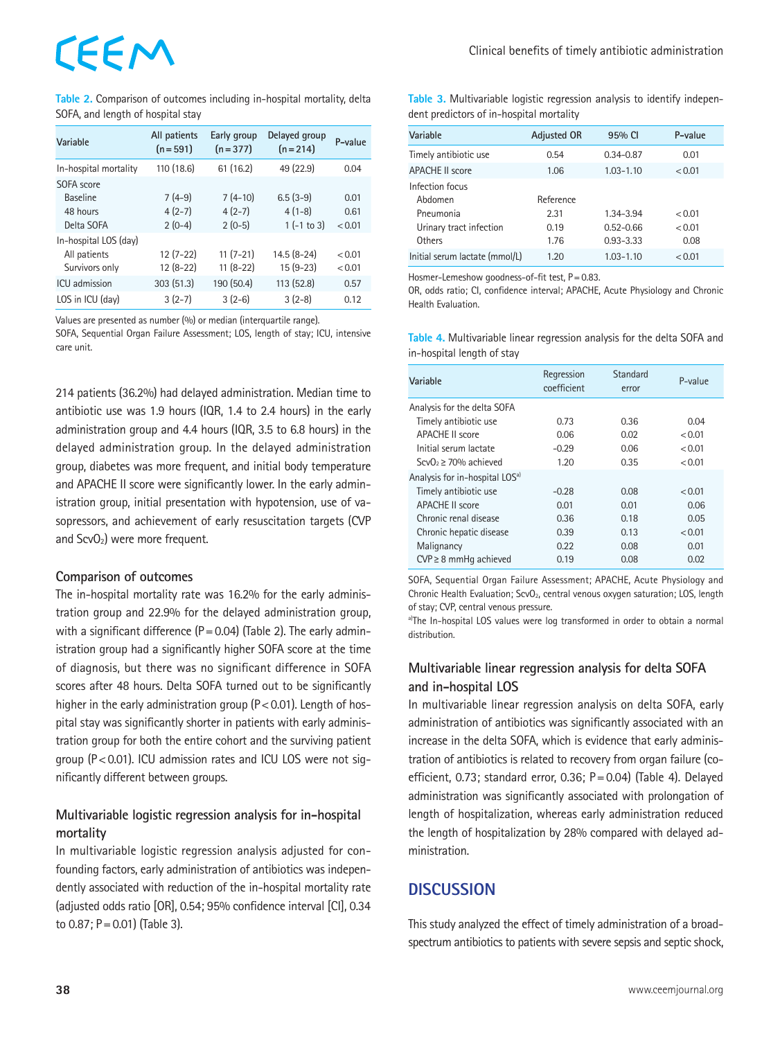**Table 2.** Comparison of outcomes including in-hospital mortality, delta SOFA, and length of hospital stay

| Variable | All patients (n=591) | Early group (n=377) | Delayed group (n=214) | P-value |
|---|---|---|---|---|
| In-hospital mortality | 110 (18.6) | 61 (16.2) | 49 (22.9) | 0.04 |
| SOFA score | | | | |
| Baseline | 7 (4-9) | 7 (4-10) | 6.5 (3-9) | 0.01 |
| 48 hours | 4 (2-7) | 4 (2-7) | 4 (1-8) | 0.61 |
| Delta SOFA | 2 (0-4) | 2 (0-5) | 1 (-1 to 3) | <0.01 |
| In-hospital LOS (day) | | | | |
| All patients | 12 (7-22) | 11 (7-21) | 14.5 (8-24) | <0.01 |
| Survivors only | 12 (8-22) | 11 (8-22) | 15 (9-23) | <0.01 |
| ICU admission | 303 (51.3) | 190 (50.4) | 113 (52.8) | 0.57 |
| LOS in ICU (day) | 3 (2-7) | 3 (2-6) | 3 (2-8) | 0.12 |

Values are presented as number (%) or median (interquartile range).
SOFA, Sequential Organ Failure Assessment; LOS, length of stay; ICU, intensive care unit.

214 patients (36.2%) had delayed administration. Median time to antibiotic use was 1.9 hours (IQR, 1.4 to 2.4 hours) in the early administration group and 4.4 hours (IQR, 3.5 to 6.8 hours) in the delayed administration group. In the delayed administration group, diabetes was more frequent, and initial body temperature and APACHE II score were significantly lower. In the early administration group, initial presentation with hypotension, use of vasopressors, and achievement of early resuscitation targets (CVP and $ScvO_2$) were more frequent.

### Comparison of outcomes

The in-hospital mortality rate was 16.2% for the early administration group and 22.9% for the delayed administration group, with a significant difference (P=0.04) (Table 2). The early administration group had a significantly higher SOFA score at the time of diagnosis, but there was no significant difference in SOFA scores after 48 hours. Delta SOFA turned out to be significantly higher in the early administration group (P<0.01). Length of hospital stay was significantly shorter in patients with early administration group for both the entire cohort and the surviving patient group (P<0.01). ICU admission rates and ICU LOS were not significantly different between groups.

### Multivariable logistic regression analysis for in-hospital mortality

In multivariable logistic regression analysis adjusted for confounding factors, early administration of antibiotics was independently associated with reduction of the in-hospital mortality rate (adjusted odds ratio [OR], 0.54; 95% confidence interval [CI], 0.34 to 0.87; P=0.01) (Table 3).

**Table 3.** Multivariable logistic regression analysis to identify independent predictors of in-hospital mortality

| Variable | Adjusted OR | 95% CI | P-value |
|---|---|---|---|
| Timely antibiotic use | 0.54 | 0.34–0.87 | 0.01 |
| APACHE II score | 1.06 | 1.03–1.10 | <0.01 |
| Infection focus | | | |
| Abdomen | Reference | | |
| Pneumonia | 2.31 | 1.34–3.94 | <0.01 |
| Urinary tract infection | 0.19 | 0.52–0.66 | <0.01 |
| Others | 1.76 | 0.93–3.33 | 0.08 |
| Initial serum lactate (mmol/L) | 1.20 | 1.03–1.10 | <0.01 |

Hosmer-Lemeshow goodness-of-fit test, P=0.83.
OR, odds ratio; CI, confidence interval; APACHE, Acute Physiology and Chronic Health Evaluation.

**Table 4.** Multivariable linear regression analysis for the delta SOFA and in-hospital length of stay

| Variable | Regression coefficient | Standard error | P-value |
|---|---|---|---|
| Analysis for the delta SOFA | | | |
| Timely antibiotic use | 0.73 | 0.36 | 0.04 |
| APACHE II score | 0.06 | 0.02 | <0.01 |
| Initial serum lactate | -0.29 | 0.06 | <0.01 |
| $ScvO_2 \geq 70\%$ achieved | 1.20 | 0.35 | <0.01 |
| Analysis for in-hospital LOS[a] | | | |
| Timely antibiotic use | -0.28 | 0.08 | <0.01 |
| APACHE II score | 0.01 | 0.01 | 0.06 |
| Chronic renal disease | 0.36 | 0.18 | 0.05 |
| Chronic hepatic disease | 0.39 | 0.13 | <0.01 |
| Malignancy | 0.22 | 0.08 | 0.01 |
| CVP ≥ 8 mmHg achieved | 0.19 | 0.08 | 0.02 |

SOFA, Sequential Organ Failure Assessment; APACHE, Acute Physiology and Chronic Health Evaluation; $ScvO_2$, central venous oxygen saturation; LOS, length of stay; CVP, central venous pressure.
[a]The In-hospital LOS values were log transformed in order to obtain a normal distribution.

### Multivariable linear regression analysis for delta SOFA and in-hospital LOS

In multivariable linear regression analysis on delta SOFA, early administration of antibiotics was significantly associated with an increase in the delta SOFA, which is evidence that early administration of antibiotics is related to recovery from organ failure (coefficient, 0.73; standard error, 0.36; P=0.04) (Table 4). Delayed administration was significantly associated with prolongation of length of hospitalization, whereas early administration reduced the length of hospitalization by 28% compared with delayed administration.

## DISCUSSION

This study analyzed the effect of timely administration of a broad-spectrum antibiotics to patients with severe sepsis and septic shock,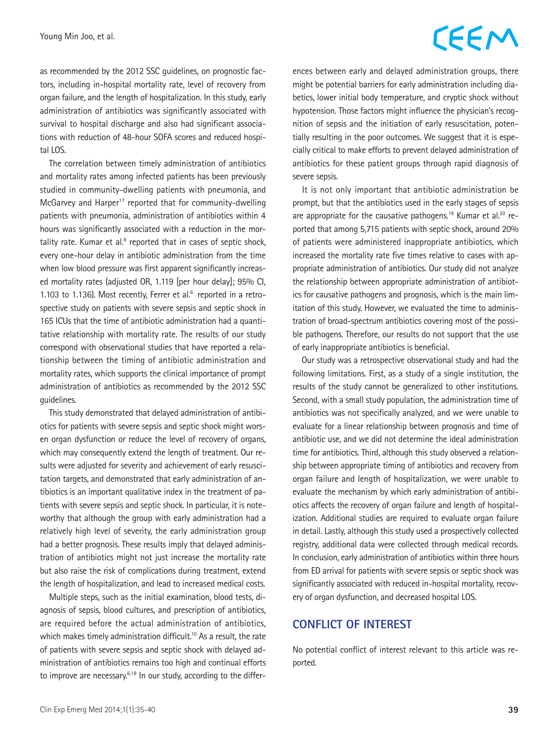as recommended by the 2012 SSC guidelines, on prognostic factors, including in-hospital mortality rate, level of recovery from organ failure, and the length of hospitalization. In this study, early administration of antibiotics was significantly associated with survival to hospital discharge and also had significant associations with reduction of 48-hour SOFA scores and reduced hospital LOS.

The correlation between timely administration of antibiotics and mortality rates among infected patients has been previously studied in community-dwelling patients with pneumonia, and McGarvey and Harper[17] reported that for community-dwelling patients with pneumonia, administration of antibiotics within 4 hours was significantly associated with a reduction in the mortality rate. Kumar et al.[8] reported that in cases of septic shock, every one-hour delay in antibiotic administration from the time when low blood pressure was first apparent significantly increased mortality rates (adjusted OR, 1.119 [per hour delay]; 95% CI, 1.103 to 1.136). Most recently, Ferrer et al.[6] reported in a retrospective study on patients with severe sepsis and septic shock in 165 ICUs that the time of antibiotic administration had a quantitative relationship with mortality rate. The results of our study correspond with observational studies that have reported a relationship between the timing of antibiotic administration and mortality rates, which supports the clinical importance of prompt administration of antibiotics as recommended by the 2012 SSC guidelines.

This study demonstrated that delayed administration of antibiotics for patients with severe sepsis and septic shock might worsen organ dysfunction or reduce the level of recovery of organs, which may consequently extend the length of treatment. Our results were adjusted for severity and achievement of early resuscitation targets, and demonstrated that early administration of antibiotics is an important qualitative index in the treatment of patients with severe sepsis and septic shock. In particular, it is noteworthy that although the group with early administration had a relatively high level of severity, the early administration group had a better prognosis. These results imply that delayed administration of antibiotics might not just increase the mortality rate but also raise the risk of complications during treatment, extend the length of hospitalization, and lead to increased medical costs.

Multiple steps, such as the initial examination, blood tests, diagnosis of sepsis, blood cultures, and prescription of antibiotics, are required before the actual administration of antibiotics, which makes timely administration difficult.[10] As a result, the rate of patients with severe sepsis and septic shock with delayed administration of antibiotics remains too high and continual efforts to improve are necessary.[6,18] In our study, according to the differences between early and delayed administration groups, there might be potential barriers for early administration including diabetics, lower initial body temperature, and cryptic shock without hypotension. Those factors might influence the physician's recognition of sepsis and the initiation of early resuscitation, potentially resulting in the poor outcomes. We suggest that it is especially critical to make efforts to prevent delayed administration of antibiotics for these patient groups through rapid diagnosis of severe sepsis.

It is not only important that antibiotic administration be prompt, but that the antibiotics used in the early stages of sepsis are appropriate for the causative pathogens.[19] Kumar et al.[20] reported that among 5,715 patients with septic shock, around 20% of patients were administered inappropriate antibiotics, which increased the mortality rate five times relative to cases with appropriate administration of antibiotics. Our study did not analyze the relationship between appropriate administration of antibiotics for causative pathogens and prognosis, which is the main limitation of this study. However, we evaluated the time to administration of broad-spectrum antibiotics covering most of the possible pathogens. Therefore, our results do not support that the use of early inappropriate antibiotics is beneficial.

Our study was a retrospective observational study and had the following limitations. First, as a study of a single institution, the results of the study cannot be generalized to other institutions. Second, with a small study population, the administration time of antibiotics was not specifically analyzed, and we were unable to evaluate for a linear relationship between prognosis and time of antibiotic use, and we did not determine the ideal administration time for antibiotics. Third, although this study observed a relationship between appropriate timing of antibiotics and recovery from organ failure and length of hospitalization, we were unable to evaluate the mechanism by which early administration of antibiotics affects the recovery of organ failure and length of hospitalization. Additional studies are required to evaluate organ failure in detail. Lastly, although this study used a prospectively collected registry, additional data were collected through medical records. In conclusion, early administration of antibiotics within three hours from ED arrival for patients with severe sepsis or septic shock was significantly associated with reduced in-hospital mortality, recovery of organ dysfunction, and decreased hospital LOS.

## CONFLICT OF INTEREST

No potential conflict of interest relevant to this article was reported.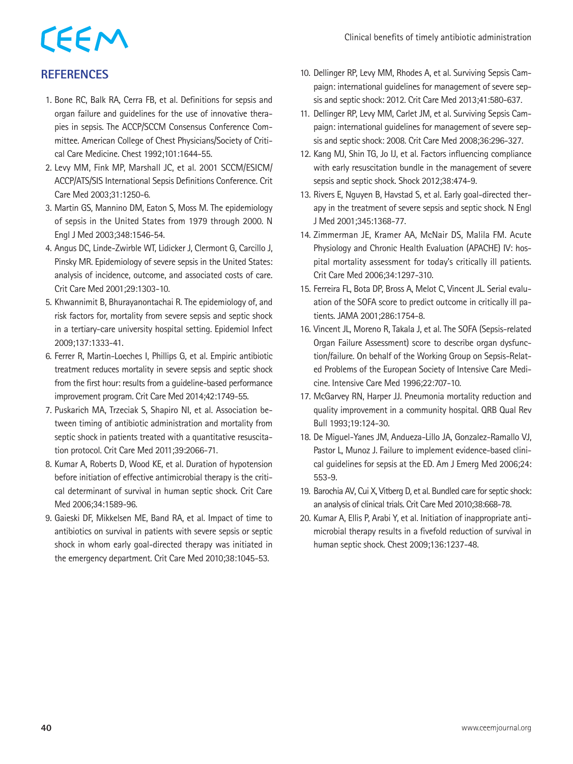## REFERENCES

1. Bone RC, Balk RA, Cerra FB, et al. Definitions for sepsis and organ failure and guidelines for the use of innovative therapies in sepsis. The ACCP/SCCM Consensus Conference Committee. American College of Chest Physicians/Society of Critical Care Medicine. Chest 1992;101:1644-55.
2. Levy MM, Fink MP, Marshall JC, et al. 2001 SCCM/ESICM/ACCP/ATS/SIS International Sepsis Definitions Conference. Crit Care Med 2003;31:1250-6.
3. Martin GS, Mannino DM, Eaton S, Moss M. The epidemiology of sepsis in the United States from 1979 through 2000. N Engl J Med 2003;348:1546-54.
4. Angus DC, Linde-Zwirble WT, Lidicker J, Clermont G, Carcillo J, Pinsky MR. Epidemiology of severe sepsis in the United States: analysis of incidence, outcome, and associated costs of care. Crit Care Med 2001;29:1303-10.
5. Khwannimit B, Bhurayanontachai R. The epidemiology of, and risk factors for, mortality from severe sepsis and septic shock in a tertiary-care university hospital setting. Epidemiol Infect 2009;137:1333-41.
6. Ferrer R, Martin-Loeches I, Phillips G, et al. Empiric antibiotic treatment reduces mortality in severe sepsis and septic shock from the first hour: results from a guideline-based performance improvement program. Crit Care Med 2014;42:1749-55.
7. Puskarich MA, Trzeciak S, Shapiro NI, et al. Association between timing of antibiotic administration and mortality from septic shock in patients treated with a quantitative resuscitation protocol. Crit Care Med 2011;39:2066-71.
8. Kumar A, Roberts D, Wood KE, et al. Duration of hypotension before initiation of effective antimicrobial therapy is the critical determinant of survival in human septic shock. Crit Care Med 2006;34:1589-96.
9. Gaieski DF, Mikkelsen ME, Band RA, et al. Impact of time to antibiotics on survival in patients with severe sepsis or septic shock in whom early goal-directed therapy was initiated in the emergency department. Crit Care Med 2010;38:1045-53.
10. Dellinger RP, Levy MM, Rhodes A, et al. Surviving Sepsis Campaign: international guidelines for management of severe sepsis and septic shock: 2012. Crit Care Med 2013;41:580-637.
11. Dellinger RP, Levy MM, Carlet JM, et al. Surviving Sepsis Campaign: international guidelines for management of severe sepsis and septic shock: 2008. Crit Care Med 2008;36:296-327.
12. Kang MJ, Shin TG, Jo IJ, et al. Factors influencing compliance with early resuscitation bundle in the management of severe sepsis and septic shock. Shock 2012;38:474-9.
13. Rivers E, Nguyen B, Havstad S, et al. Early goal-directed therapy in the treatment of severe sepsis and septic shock. N Engl J Med 2001;345:1368-77.
14. Zimmerman JE, Kramer AA, McNair DS, Malila FM. Acute Physiology and Chronic Health Evaluation (APACHE) IV: hospital mortality assessment for today's critically ill patients. Crit Care Med 2006;34:1297-310.
15. Ferreira FL, Bota DP, Bross A, Melot C, Vincent JL. Serial evaluation of the SOFA score to predict outcome in critically ill patients. JAMA 2001;286:1754-8.
16. Vincent JL, Moreno R, Takala J, et al. The SOFA (Sepsis-related Organ Failure Assessment) score to describe organ dysfunction/failure. On behalf of the Working Group on Sepsis-Related Problems of the European Society of Intensive Care Medicine. Intensive Care Med 1996;22:707-10.
17. McGarvey RN, Harper JJ. Pneumonia mortality reduction and quality improvement in a community hospital. QRB Qual Rev Bull 1993;19:124-30.
18. De Miguel-Yanes JM, Andueza-Lillo JA, Gonzalez-Ramallo VJ, Pastor L, Munoz J. Failure to implement evidence-based clinical guidelines for sepsis at the ED. Am J Emerg Med 2006;24:553-9.
19. Barochia AV, Cui X, Vitberg D, et al. Bundled care for septic shock: an analysis of clinical trials. Crit Care Med 2010;38:668-78.
20. Kumar A, Ellis P, Arabi Y, et al. Initiation of inappropriate antimicrobial therapy results in a fivefold reduction of survival in human septic shock. Chest 2009;136:1237-48.